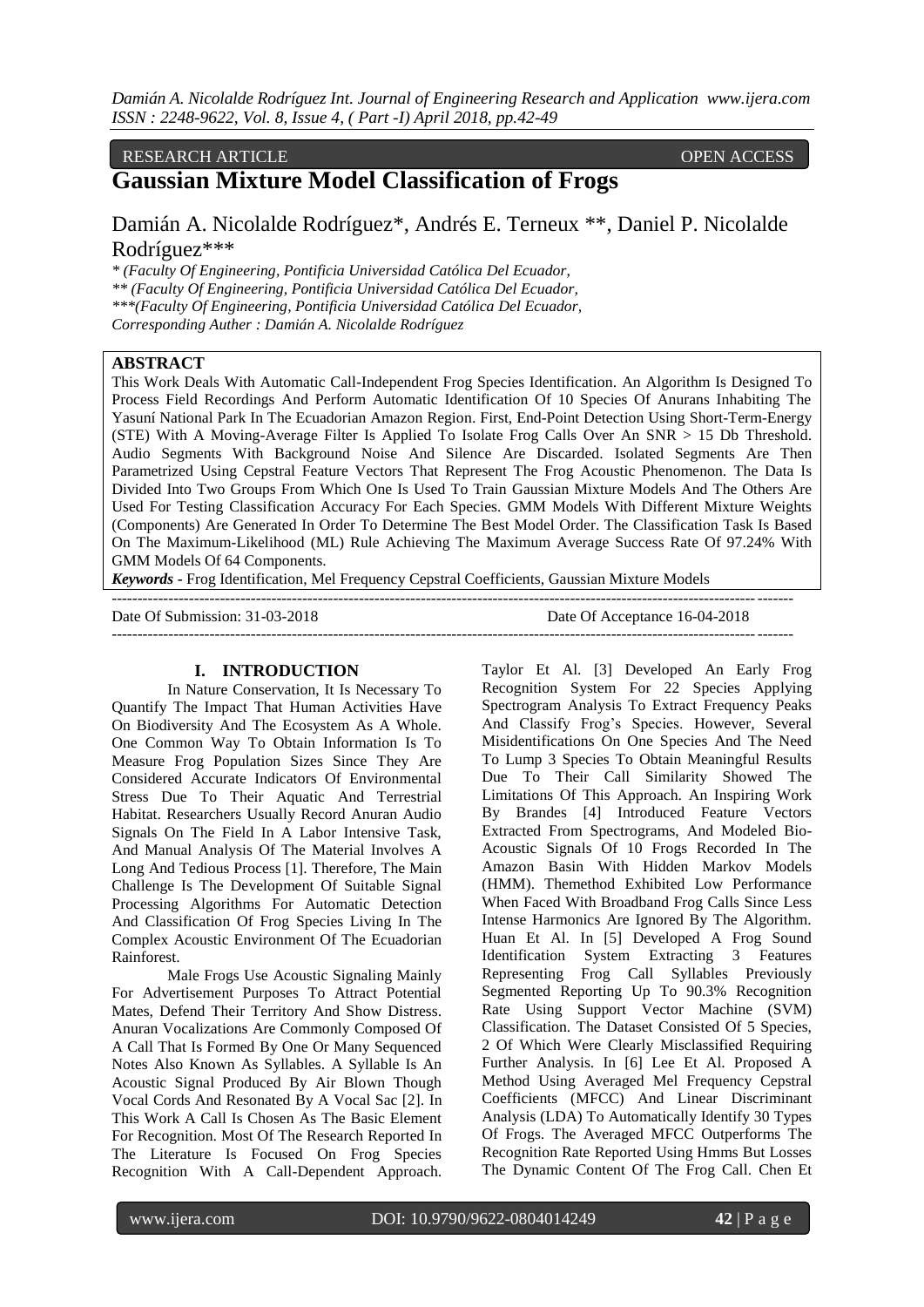RESEARCH ARTICLE OPEN ACCESS

# Gaussian Mixture Model Classification of Frogs

Damián A. Nicolalde Rodríguez*, Andrés E. Terneux **, Daniel P. Nicolalde Rodríguez***

\* (Faculty Of Engineering, Pontificia Universidad Católica Del Ecuador,
** (Faculty Of Engineering, Pontificia Universidad Católica Del Ecuador,
***(Faculty Of Engineering, Pontificia Universidad Católica Del Ecuador,
Corresponding Auther : Damián A. Nicolalde Rodríguez

## ABSTRACT

This Work Deals With Automatic Call-Independent Frog Species Identification. An Algorithm Is Designed To Process Field Recordings And Perform Automatic Identification Of 10 Species Of Anurans Inhabiting The Yasuní National Park In The Ecuadorian Amazon Region. First, End-Point Detection Using Short-Term-Energy (STE) With A Moving-Average Filter Is Applied To Isolate Frog Calls Over An SNR > 15 Db Threshold. Audio Segments With Background Noise And Silence Are Discarded. Isolated Segments Are Then Parametrized Using Cepstral Feature Vectors That Represent The Frog Acoustic Phenomenon. The Data Is Divided Into Two Groups From Which One Is Used To Train Gaussian Mixture Models And The Others Are Used For Testing Classification Accuracy For Each Species. GMM Models With Different Mixture Weights (Components) Are Generated In Order To Determine The Best Model Order. The Classification Task Is Based On The Maximum-Likelihood (ML) Rule Achieving The Maximum Average Success Rate Of 97.24% With GMM Models Of 64 Components.

***Keywords*** **-** Frog Identification, Mel Frequency Cepstral Coefficients, Gaussian Mixture Models

Date Of Submission: 31-03-2018 Date Of Acceptance 16-04-2018

## I. INTRODUCTION

In Nature Conservation, It Is Necessary To Quantify The Impact That Human Activities Have On Biodiversity And The Ecosystem As A Whole. One Common Way To Obtain Information Is To Measure Frog Population Sizes Since They Are Considered Accurate Indicators Of Environmental Stress Due To Their Aquatic And Terrestrial Habitat. Researchers Usually Record Anuran Audio Signals On The Field In A Labor Intensive Task, And Manual Analysis Of The Material Involves A Long And Tedious Process [1]. Therefore, The Main Challenge Is The Development Of Suitable Signal Processing Algorithms For Automatic Detection And Classification Of Frog Species Living In The Complex Acoustic Environment Of The Ecuadorian Rainforest.

Male Frogs Use Acoustic Signaling Mainly For Advertisement Purposes To Attract Potential Mates, Defend Their Territory And Show Distress. Anuran Vocalizations Are Commonly Composed Of A Call That Is Formed By One Or Many Sequenced Notes Also Known As Syllables. A Syllable Is An Acoustic Signal Produced By Air Blown Though Vocal Cords And Resonated By A Vocal Sac [2]. In This Work A Call Is Chosen As The Basic Element For Recognition. Most Of The Research Reported In The Literature Is Focused On Frog Species Recognition With A Call-Dependent Approach. Taylor Et Al. [3] Developed An Early Frog Recognition System For 22 Species Applying Spectrogram Analysis To Extract Frequency Peaks And Classify Frog's Species. However, Several Misidentifications On One Species And The Need To Lump 3 Species To Obtain Meaningful Results Due To Their Call Similarity Showed The Limitations Of This Approach. An Inspiring Work By Brandes [4] Introduced Feature Vectors Extracted From Spectrograms, And Modeled Bio-Acoustic Signals Of 10 Frogs Recorded In The Amazon Basin With Hidden Markov Models (HMM). Themethod Exhibited Low Performance When Faced With Broadband Frog Calls Since Less Intense Harmonics Are Ignored By The Algorithm. Huan Et Al. In [5] Developed A Frog Sound Identification System Extracting 3 Features Representing Frog Call Syllables Previously Segmented Reporting Up To 90.3% Recognition Rate Using Support Vector Machine (SVM) Classification. The Dataset Consisted Of 5 Species, 2 Of Which Were Clearly Misclassified Requiring Further Analysis. In [6] Lee Et Al. Proposed A Method Using Averaged Mel Frequency Cepstral Coefficients (MFCC) And Linear Discriminant Analysis (LDA) To Automatically Identify 30 Types Of Frogs. The Averaged MFCC Outperforms The Recognition Rate Reported Using Hmms But Losses The Dynamic Content Of The Frog Call. Chen Et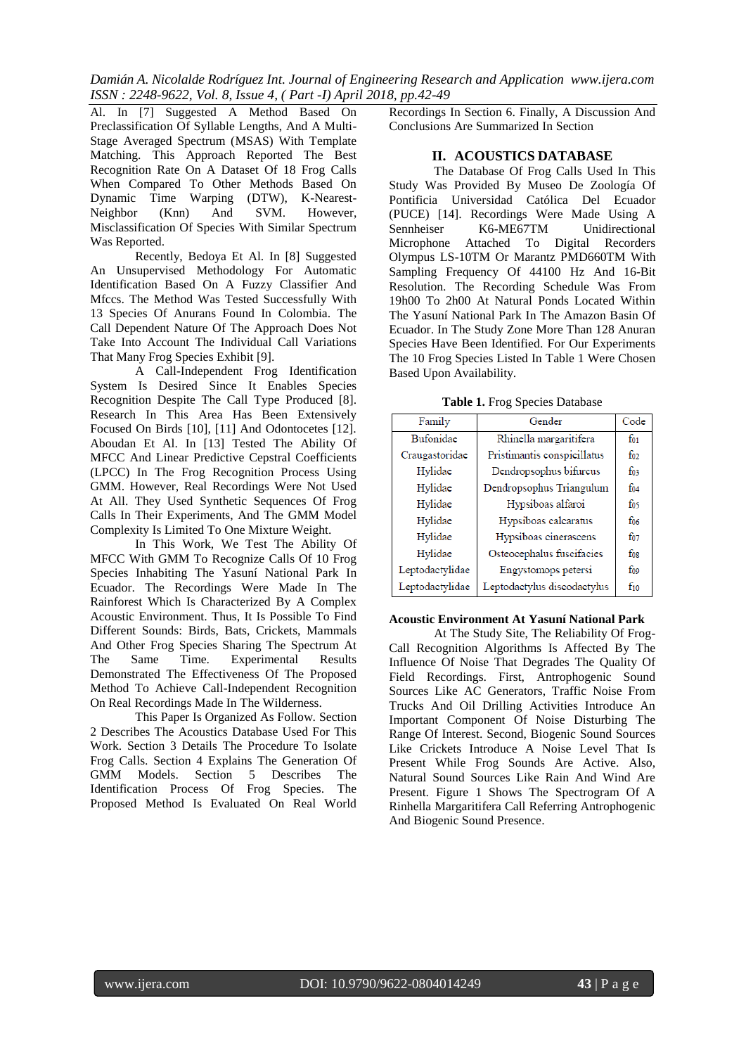Al. In [7] Suggested A Method Based On Preclassification Of Syllable Lengths, And A Multi-Stage Averaged Spectrum (MSAS) With Template Matching. This Approach Reported The Best Recognition Rate On A Dataset Of 18 Frog Calls When Compared To Other Methods Based On Dynamic Time Warping (DTW), K-Nearest-Neighbor (Knn) And SVM. However, Misclassification Of Species With Similar Spectrum Was Reported.

Recently, Bedoya Et Al. In [8] Suggested An Unsupervised Methodology For Automatic Identification Based On A Fuzzy Classifier And Mfccs. The Method Was Tested Successfully With 13 Species Of Anurans Found In Colombia. The Call Dependent Nature Of The Approach Does Not Take Into Account The Individual Call Variations That Many Frog Species Exhibit [9].

A Call-Independent Frog Identification System Is Desired Since It Enables Species Recognition Despite The Call Type Produced [8]. Research In This Area Has Been Extensively Focused On Birds [10], [11] And Odontocetes [12]. Aboudan Et Al. In [13] Tested The Ability Of MFCC And Linear Predictive Cepstral Coefficients (LPCC) In The Frog Recognition Process Using GMM. However, Real Recordings Were Not Used At All. They Used Synthetic Sequences Of Frog Calls In Their Experiments, And The GMM Model Complexity Is Limited To One Mixture Weight.

In This Work, We Test The Ability Of MFCC With GMM To Recognize Calls Of 10 Frog Species Inhabiting The Yasuní National Park In Ecuador. The Recordings Were Made In The Rainforest Which Is Characterized By A Complex Acoustic Environment. Thus, It Is Possible To Find Different Sounds: Birds, Bats, Crickets, Mammals And Other Frog Species Sharing The Spectrum At The Same Time. Experimental Results Demonstrated The Effectiveness Of The Proposed Method To Achieve Call-Independent Recognition On Real Recordings Made In The Wilderness.

This Paper Is Organized As Follow. Section 2 Describes The Acoustics Database Used For This Work. Section 3 Details The Procedure To Isolate Frog Calls. Section 4 Explains The Generation Of GMM Models. Section 5 Describes The Identification Process Of Frog Species. The Proposed Method Is Evaluated On Real World Recordings In Section 6. Finally, A Discussion And Conclusions Are Summarized In Section

## II. ACOUSTICS DATABASE

The Database Of Frog Calls Used In This Study Was Provided By Museo De Zoología Of Pontificia Universidad Católica Del Ecuador (PUCE) [14]. Recordings Were Made Using A Sennheiser K6-ME67TM Unidirectional Microphone Attached To Digital Recorders Olympus LS-10TM Or Marantz PMD660TM With Sampling Frequency Of 44100 Hz And 16-Bit Resolution. The Recording Schedule Was From 19h00 To 2h00 At Natural Ponds Located Within The Yasuní National Park In The Amazon Basin Of Ecuador. In The Study Zone More Than 128 Anuran Species Have Been Identified. For Our Experiments The 10 Frog Species Listed In Table 1 Were Chosen Based Upon Availability.

**Table 1.** Frog Species Database

| Family | Gender | Code |
|---|---|---|
| Bufonidae | Rhinella margaritifera | f01 |
| Craugastoridae | Pristimantis conspicillatus | f02 |
| Hylidae | Dendropsophus bifurcus | f03 |
| Hylidae | Dendropsophus Triangulum | f04 |
| Hylidae | Hypsiboas alfaroi | f05 |
| Hylidae | Hypsiboas calcaratus | f06 |
| Hylidae | Hypsiboas cinerascens | f07 |
| Hylidae | Osteocephalus fuscifacies | f08 |
| Leptodactylidae | Engystomops petersi | f09 |
| Leptodactylidae | Leptodactylus discodactylus | f10 |

**Acoustic Environment At Yasuní National Park**

At The Study Site, The Reliability Of Frog-Call Recognition Algorithms Is Affected By The Influence Of Noise That Degrades The Quality Of Field Recordings. First, Antrophogenic Sound Sources Like AC Generators, Traffic Noise From Trucks And Oil Drilling Activities Introduce An Important Component Of Noise Disturbing The Range Of Interest. Second, Biogenic Sound Sources Like Crickets Introduce A Noise Level That Is Present While Frog Sounds Are Active. Also, Natural Sound Sources Like Rain And Wind Are Present. Figure 1 Shows The Spectrogram Of A Rinhella Margaritifera Call Referring Antrophogenic And Biogenic Sound Presence.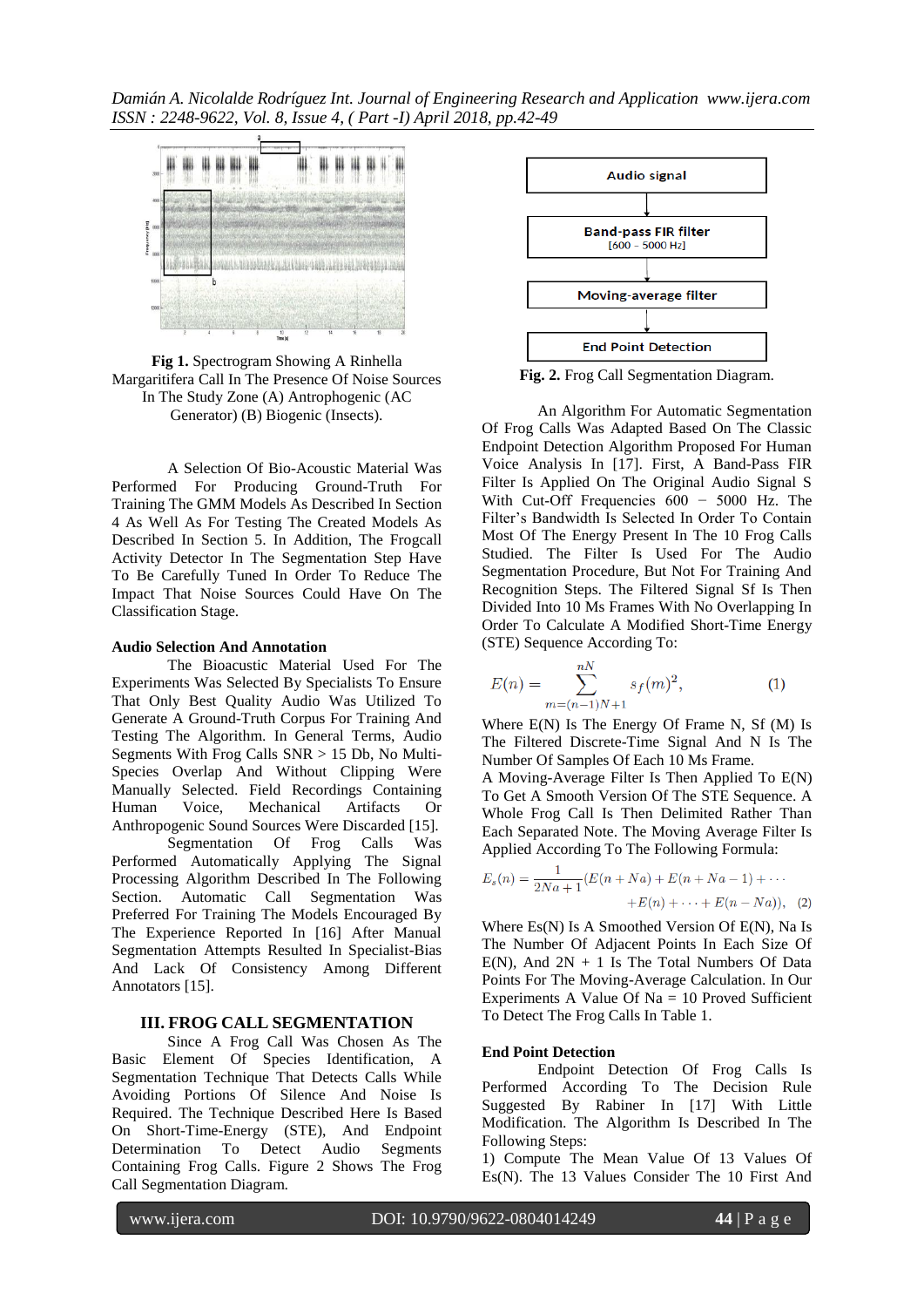**Fig 1.** Spectrogram Showing A Rinhella Margaritifera Call In The Presence Of Noise Sources In The Study Zone (A) Antropogenic (AC Generator) (B) Biogenic (Insects).

A Selection Of Bio-Acoustic Material Was Performed For Producing Ground-Truth For Training The GMM Models As Described In Section 4 As Well As For Testing The Created Models As Described In Section 5. In Addition, The Frogcall Activity Detector In The Segmentation Step Have To Be Carefully Tuned In Order To Reduce The Impact That Noise Sources Could Have On The Classification Stage.

**Audio Selection And Annotation**

The Bioacustic Material Used For The Experiments Was Selected By Specialists To Ensure That Only Best Quality Audio Was Utilized To Generate A Ground-Truth Corpus For Training And Testing The Algorithm. In General Terms, Audio Segments With Frog Calls SNR > 15 Db, No Multi-Species Overlap And Without Clipping Were Manually Selected. Field Recordings Containing Human Voice, Mechanical Artifacts Or Anthropogenic Sound Sources Were Discarded [15].

Segmentation Of Frog Calls Was Performed Automatically Applying The Signal Processing Algorithm Described In The Following Section. Automatic Call Segmentation Was Preferred For Training The Models Encouraged By The Experience Reported In [16] After Manual Segmentation Attempts Resulted In Specialist-Bias And Lack Of Consistency Among Different Annotators [15].

## III. FROG CALL SEGMENTATION

Since A Frog Call Was Chosen As The Basic Element Of Species Identification, A Segmentation Technique That Detects Calls While Avoiding Portions Of Silence And Noise Is Required. The Technique Described Here Is Based On Short-Time-Energy (STE), And Endpoint Determination To Detect Audio Segments Containing Frog Calls. Figure 2 Shows The Frog Call Segmentation Diagram.

Audio signal → Band-pass FIR filter [600 – 5000 Hz] → Moving-average filter → End Point Detection

**Fig. 2.** Frog Call Segmentation Diagram.

An Algorithm For Automatic Segmentation Of Frog Calls Was Adapted Based On The Classic Endpoint Detection Algorithm Proposed For Human Voice Analysis In [17]. First, A Band-Pass FIR Filter Is Applied On The Original Audio Signal S With Cut-Off Frequencies 600 − 5000 Hz. The Filter's Bandwidth Is Selected In Order To Contain Most Of The Energy Present In The 10 Frog Calls Studied. The Filter Is Used For The Audio Segmentation Procedure, But Not For Training And Recognition Steps. The Filtered Signal Sf Is Then Divided Into 10 Ms Frames With No Overlapping In Order To Calculate A Modified Short-Time Energy (STE) Sequence According To:

$$E(n) = \sum_{m=(n-1)N+1}^{nN} s_f(m)^2, \qquad (1)$$

Where E(N) Is The Energy Of Frame N, Sf (M) Is The Filtered Discrete-Time Signal And N Is The Number Of Samples Of Each 10 Ms Frame.

A Moving-Average Filter Is Then Applied To E(N) To Get A Smooth Version Of The STE Sequence. A Whole Frog Call Is Then Delimited Rather Than Each Separated Note. The Moving Average Filter Is Applied According To The Following Formula:

$$E_s(n) = \frac{1}{2Na+1}(E(n+Na) + E(n+Na-1) + \cdots + E(n) + \cdots + E(n-Na)), \quad (2)$$

Where Es(N) Is A Smoothed Version Of E(N), Na Is The Number Of Adjacent Points In Each Size Of E(N), And 2N + 1 Is The Total Numbers Of Data Points For The Moving-Average Calculation. In Our Experiments A Value Of Na = 10 Proved Sufficient To Detect The Frog Calls In Table 1.

**End Point Detection**

Endpoint Detection Of Frog Calls Is Performed According To The Decision Rule Suggested By Rabiner In [17] With Little Modification. The Algorithm Is Described In The Following Steps:

1) Compute The Mean Value Of 13 Values Of Es(N). The 13 Values Consider The 10 First And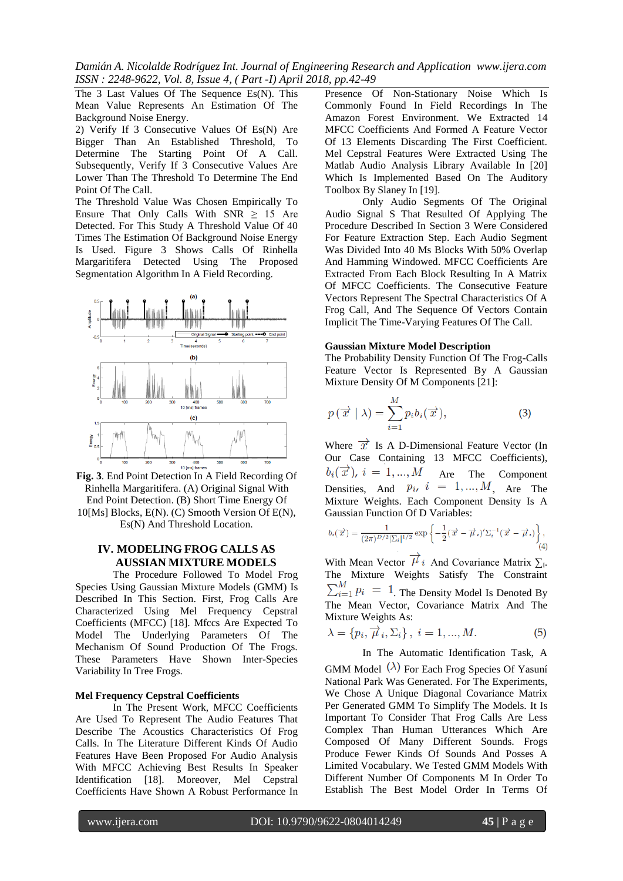The 3 Last Values Of The Sequence Es(N). This Mean Value Represents An Estimation Of The Background Noise Energy.

2) Verify If 3 Consecutive Values Of Es(N) Are Bigger Than An Established Threshold, To Determine The Starting Point Of A Call. Subsequently, Verify If 3 Consecutive Values Are Lower Than The Threshold To Determine The End Point Of The Call.

The Threshold Value Was Chosen Empirically To Ensure That Only Calls With SNR $\geq$ 15 Are Detected. For This Study A Threshold Value Of 40 Times The Estimation Of Background Noise Energy Is Used. Figure 3 Shows Calls Of Rinhella Margaritifera Detected Using The Proposed Segmentation Algorithm In A Field Recording.

**Fig. 3**. End Point Detection In A Field Recording Of Rinhella Margaritifera. (A) Original Signal With End Point Detection. (B) Short Time Energy Of 10[Ms] Blocks, E(N). (C) Smooth Version Of E(N), Es(N) And Threshold Location.

## IV. MODELING FROG CALLS AS AUSSIAN MIXTURE MODELS

The Procedure Followed To Model Frog Species Using Gaussian Mixture Models (GMM) Is Described In This Section. First, Frog Calls Are Characterized Using Mel Frequency Cepstral Coefficients (MFCC) [18]. Mfccs Are Expected To Model The Underlying Parameters Of The Mechanism Of Sound Production Of The Frogs. These Parameters Have Shown Inter-Species Variability In Tree Frogs.

### Mel Frequency Cepstral Coefficients

In The Present Work, MFCC Coefficients Are Used To Represent The Audio Features That Describe The Acoustics Characteristics Of Frog Calls. In The Literature Different Kinds Of Audio Features Have Been Proposed For Audio Analysis With MFCC Achieving Best Results In Speaker Identification [18]. Moreover, Mel Cepstral Coefficients Have Shown A Robust Performance In Presence Of Non-Stationary Noise Which Is Commonly Found In Field Recordings In The Amazon Forest Environment. We Extracted 14 MFCC Coefficients And Formed A Feature Vector Of 13 Elements Discarding The First Coefficient. Mel Cepstral Features Were Extracted Using The Matlab Audio Analysis Library Available In [20] Which Is Implemented Based On The Auditory Toolbox By Slaney In [19].

Only Audio Segments Of The Original Audio Signal S That Resulted Of Applying The Procedure Described In Section 3 Were Considered For Feature Extraction Step. Each Audio Segment Was Divided Into 40 Ms Blocks With 50% Overlap And Hamming Windowed. MFCC Coefficients Are Extracted From Each Block Resulting In A Matrix Of MFCC Coefficients. The Consecutive Feature Vectors Represent The Spectral Characteristics Of A Frog Call, And The Sequence Of Vectors Contain Implicit The Time-Varying Features Of The Call.

### Gaussian Mixture Model Description

The Probability Density Function Of The Frog-Calls Feature Vector Is Represented By A Gaussian Mixture Density Of M Components [21]:

$$p(\vec{x} \mid \lambda) = \sum_{i=1}^{M} p_i b_i(\vec{x}), \tag{3}$$

Where $\vec{x}$ Is A D-Dimensional Feature Vector (In Our Case Containing 13 MFCC Coefficients), $b_i(\vec{x}),\ i = 1, ..., M$ Are The Component Densities, And $p_i,\ i = 1, ..., M$, Are The Mixture Weights. Each Component Density Is A Gaussian Function Of D Variables:

$$b_i(\vec{x}) = \frac{1}{(2\pi)^{D/2}|\Sigma_i|^{1/2}} \exp\left\{-\frac{1}{2}(\vec{x} - \vec{\mu}_i)'\Sigma_i^{-1}(\vec{x} - \vec{\mu}_i)\right\}, \tag{4}$$

With Mean Vector $\vec{\mu}_i$ And Covariance Matrix $\Sigma_i$. The Mixture Weights Satisfy The Constraint $\sum_{i=1}^{M} p_i = 1$. The Density Model Is Denoted By The Mean Vector, Covariance Matrix And The Mixture Weights As:

$$\lambda = \{p_i, \vec{\mu}_i, \Sigma_i\},\ i = 1, ..., M. \tag{5}$$

In The Automatic Identification Task, A GMM Model $(\lambda)$ For Each Frog Species Of Yasuní National Park Was Generated. For The Experiments, We Chose A Unique Diagonal Covariance Matrix Per Generated GMM To Simplify The Models. It Is Important To Consider That Frog Calls Are Less Complex Than Human Utterances Which Are Composed Of Many Different Sounds. Frogs Produce Fewer Kinds Of Sounds And Posses A Limited Vocabulary. We Tested GMM Models With Different Number Of Components M In Order To Establish The Best Model Order In Terms Of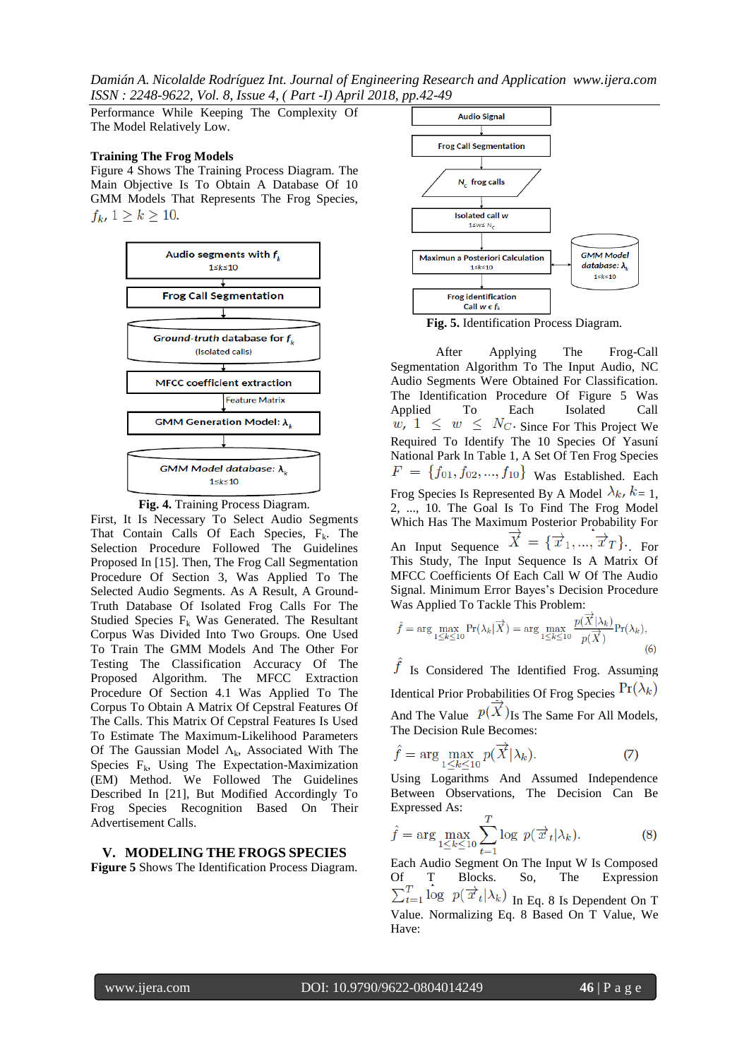Performance While Keeping The Complexity Of The Model Relatively Low.

**Training The Frog Models**

Figure 4 Shows The Training Process Diagram. The Main Objective Is To Obtain A Database Of 10 GMM Models That Represents The Frog Species, $f_k$, $1 \geq k \geq 10$.

Audio segments with $f_k$ $1 \leq k \leq 10$

Frog Call Segmentation

Ground-truth database for $f_k$ (Isolated calls)

MFCC coefficient extraction

Feature Matrix

GMM Generation Model: $\lambda_k$

GMM Model database: $\lambda_k$ $1 \leq k \leq 10$

**Fig. 4.** Training Process Diagram.

First, It Is Necessary To Select Audio Segments That Contain Calls Of Each Species, $F_k$. The Selection Procedure Followed The Guidelines Proposed In [15]. Then, The Frog Call Segmentation Procedure Of Section 3, Was Applied To The Selected Audio Segments. As A Result, A Ground-Truth Database Of Isolated Frog Calls For The Studied Species $F_k$ Was Generated. The Resultant Corpus Was Divided Into Two Groups. One Used To Train The GMM Models And The Other For Testing The Classification Accuracy Of The Proposed Algorithm. The MFCC Extraction Procedure Of Section 4.1 Was Applied To The Corpus To Obtain A Matrix Of Cepstral Features Of The Calls. This Matrix Of Cepstral Features Is Used To Estimate The Maximum-Likelihood Parameters Of The Gaussian Model $\Lambda_k$, Associated With The Species $F_k$, Using The Expectation-Maximization (EM) Method. We Followed The Guidelines Described In [21], But Modified Accordingly To Frog Species Recognition Based On Their Advertisement Calls.

## V. MODELING THE FROGS SPECIES

**Figure 5** Shows The Identification Process Diagram.

Audio Signal

Frog Call Segmentation

$N_c$ frog calls

Isolated call w $1 \leq w \leq N_c$

Maximun a Posteriori Calculation $1 \leq k \leq 10$

GMM Model database: $\lambda_k$ $1 \leq k \leq 10$

Frog Identification Call $w \in f_k$

**Fig. 5.** Identification Process Diagram.

After Applying The Frog-Call Segmentation Algorithm To The Input Audio, NC Audio Segments Were Obtained For Classification. The Identification Procedure Of Figure 5 Was Applied To Each Isolated Call $w$, $1 \leq w \leq N_C$. Since For This Project We Required To Identify The 10 Species Of Yasuní National Park In Table 1, A Set Of Ten Frog Species $F = \{f_{01}, f_{02}, \ldots, f_{10}\}$ Was Established. Each Frog Species Is Represented By A Model $\lambda_k$, $k = 1, 2, \ldots, 10$. The Goal Is To Find The Frog Model Which Has The Maximum Posterior Probability For An Input Sequence $\vec{X} = \{\vec{x}_1, \ldots, \vec{x}_T\}$. For This Study, The Input Sequence Is A Matrix Of MFCC Coefficients Of Each Call W Of The Audio Signal. Minimum Error Bayes's Decision Procedure Was Applied To Tackle This Problem:

$$\hat{f} = \arg\max_{1 \leq k \leq 10} \Pr(\lambda_k | \vec{X}) = \arg\max_{1 \leq k \leq 10} \frac{p(\vec{X}|\lambda_k)}{p(\vec{X})} \Pr(\lambda_k), \tag{6}$$

$\hat{f}$ Is Considered The Identified Frog. Assuming Identical Prior Probabilities Of Frog Species $\Pr(\lambda_k)$ And The Value $p(\vec{X})$ Is The Same For All Models, The Decision Rule Becomes:

$$\hat{f} = \arg\max_{1 \leq k \leq 10} p(\vec{X}|\lambda_k). \tag{7}$$

Using Logarithms And Assumed Independence Between Observations, The Decision Can Be Expressed As:

$$\hat{f} = \arg\max_{1 \leq k \leq 10} \sum_{t=1}^{T} \log\ p(\vec{x}_t|\lambda_k). \tag{8}$$

Each Audio Segment On The Input W Is Composed Of T Blocks. So, The Expression $\sum_{t=1}^{T} \log\ p(\vec{x}_t|\lambda_k)$ In Eq. 8 Is Dependent On T Value. Normalizing Eq. 8 Based On T Value, We Have: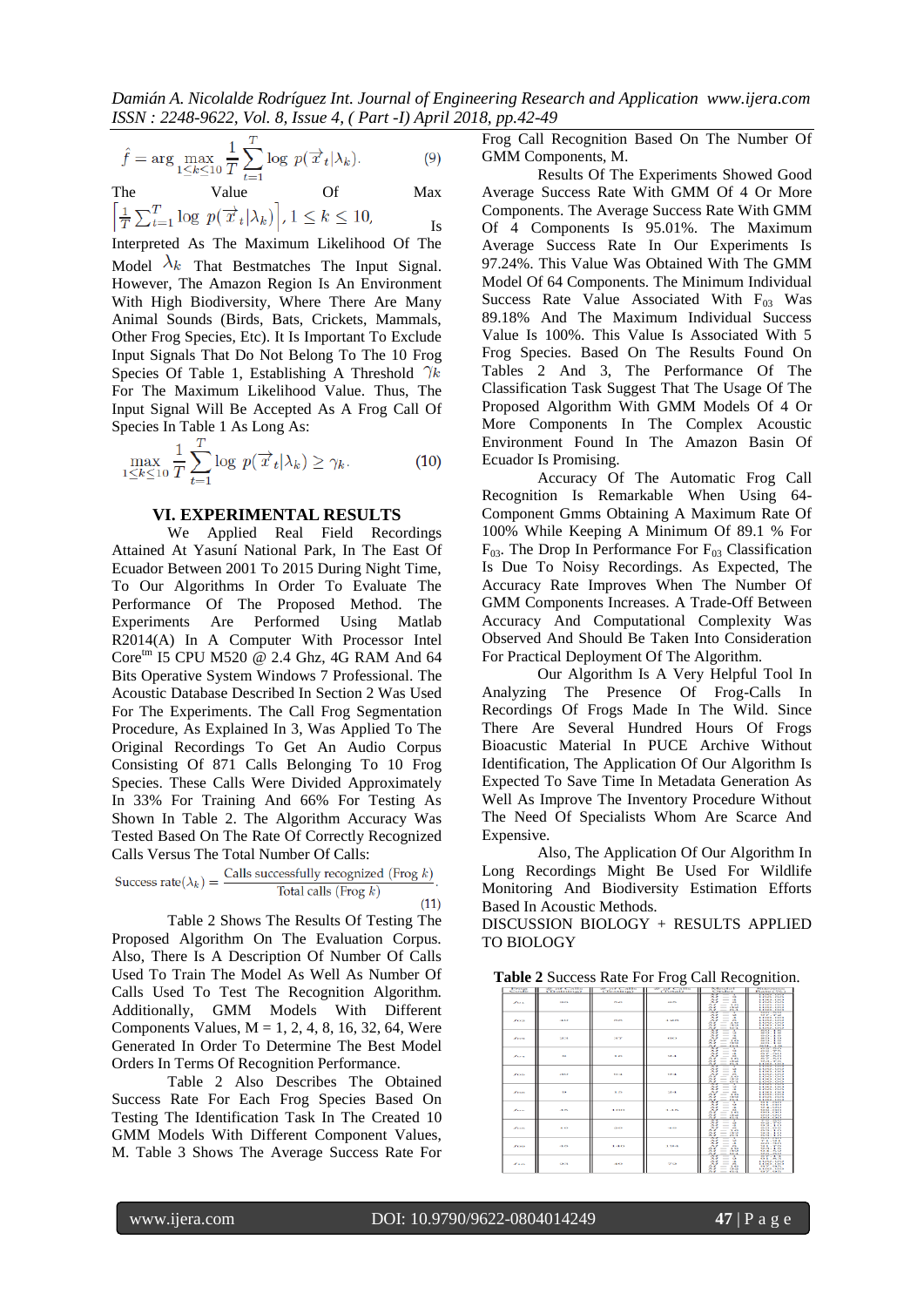$$\hat{f} = \arg \max_{1 \leq k \leq 10} \frac{1}{T} \sum_{t=1}^{T} \log \ p(\vec{x}_t | \lambda_k). \qquad (9)$$

The Value Of Max $\left[\frac{1}{T}\sum_{t=1}^{T} \log \ p(\vec{x}_t|\lambda_k)\right], 1 \leq k \leq 10,$ Is Interpreted As The Maximum Likelihood Of The Model $\lambda_k$ That Bestmatches The Input Signal. However, The Amazon Region Is An Environment With High Biodiversity, Where There Are Many Animal Sounds (Birds, Bats, Crickets, Mammals, Other Frog Species, Etc). It Is Important To Exclude Input Signals That Do Not Belong To The 10 Frog Species Of Table 1, Establishing A Threshold $\gamma_k$ For The Maximum Likelihood Value. Thus, The Input Signal Will Be Accepted As A Frog Call Of Species In Table 1 As Long As:

$$\max_{1 \leq k \leq 10} \frac{1}{T} \sum_{t=1}^{T} \log \ p(\vec{x}_t | \lambda_k) \geq \gamma_k. \qquad (10)$$

## VI. EXPERIMENTAL RESULTS

We Applied Real Field Recordings Attained At Yasuní National Park, In The East Of Ecuador Between 2001 To 2015 During Night Time, To Our Algorithms In Order To Evaluate The Performance Of The Proposed Method. The Experiments Are Performed Using Matlab R2014(A) In A Computer With Processor Intel Core[tm] I5 CPU M520 @ 2.4 Ghz, 4G RAM And 64 Bits Operative System Windows 7 Professional. The Acoustic Database Described In Section 2 Was Used For The Experiments. The Call Frog Segmentation Procedure, As Explained In 3, Was Applied To The Original Recordings To Get An Audio Corpus Consisting Of 871 Calls Belonging To 10 Frog Species. These Calls Were Divided Approximately In 33% For Training And 66% For Testing As Shown In Table 2. The Algorithm Accuracy Was Tested Based On The Rate Of Correctly Recognized Calls Versus The Total Number Of Calls:

$$\text{Success rate}(\lambda_k) = \frac{\text{Calls successfully recognized (Frog } k\text{)}}{\text{Total calls (Frog } k\text{)}}. \qquad (11)$$

Table 2 Shows The Results Of Testing The Proposed Algorithm On The Evaluation Corpus. Also, There Is A Description Of Number Of Calls Used To Train The Model As Well As Number Of Calls Used To Test The Recognition Algorithm. Additionally, GMM Models With Different Components Values, M = 1, 2, 4, 8, 16, 32, 64, Were Generated In Order To Determine The Best Model Orders In Terms Of Recognition Performance.

Table 2 Also Describes The Obtained Success Rate For Each Frog Species Based On Testing The Identification Task In The Created 10 GMM Models With Different Component Values, M. Table 3 Shows The Average Success Rate For Frog Call Recognition Based On The Number Of GMM Components, M.

Results Of The Experiments Showed Good Average Success Rate With GMM Of 4 Or More Components. The Average Success Rate With GMM Of 4 Components Is 95.01%. The Maximum Average Success Rate In Our Experiments Is 97.24%. This Value Was Obtained With The GMM Model Of 64 Components. The Minimum Individual Success Rate Value Associated With $F_{03}$ Was 89.18% And The Maximum Individual Success Value Is 100%. This Value Is Associated With 5 Frog Species. Based On The Results Found On Tables 2 And 3, The Performance Of The Classification Task Suggest That The Usage Of The Proposed Algorithm With GMM Models Of 4 Or More Components In The Complex Acoustic Environment Found In The Amazon Basin Of Ecuador Is Promising.

Accuracy Of The Automatic Frog Call Recognition Is Remarkable When Using 64-Component Gmms Obtaining A Maximum Rate Of 100% While Keeping A Minimum Of 89.1 % For $F_{03}$. The Drop In Performance For $F_{03}$ Classification Is Due To Noisy Recordings. As Expected, The Accuracy Rate Improves When The Number Of GMM Components Increases. A Trade-Off Between Accuracy And Computational Complexity Was Observed And Should Be Taken Into Consideration For Practical Deployment Of The Algorithm.

Our Algorithm Is A Very Helpful Tool In Analyzing The Presence Of Frog-Calls In Recordings Of Frogs Made In The Wild. Since There Are Several Hundred Hours Of Frogs Bioacustic Material In PUCE Archive Without Identification, The Application Of Our Algorithm Is Expected To Save Time In Metadata Generation As Well As Improve The Inventory Procedure Without The Need Of Specialists Whom Are Scarce And Expensive.

Also, The Application Of Our Algorithm In Long Recordings Might Be Used For Wildlife Monitoring And Biodiversity Estimation Efforts Based In Acoustic Methods.

DISCUSSION BIOLOGY + RESULTS APPLIED TO BIOLOGY

**Table 2** Success Rate For Frog Call Recognition.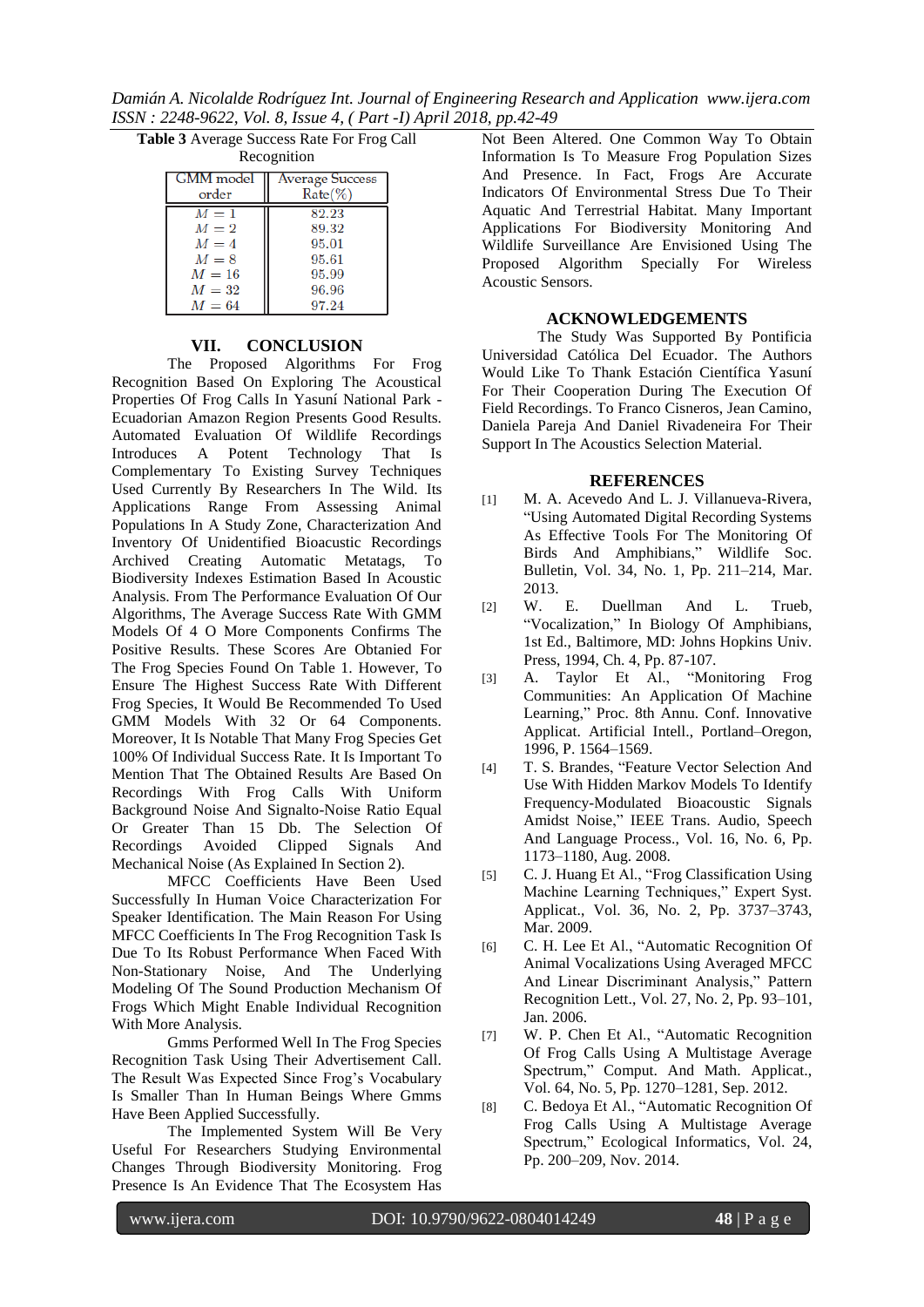**Table 3** Average Success Rate For Frog Call Recognition

| GMM model order | Average Success Rate(%) |
|---|---|
| $M = 1$ | 82.23 |
| $M = 2$ | 89.32 |
| $M = 4$ | 95.01 |
| $M = 8$ | 95.61 |
| $M = 16$ | 95.99 |
| $M = 32$ | 96.96 |
| $M = 64$ | 97.24 |

## VII. CONCLUSION

The Proposed Algorithms For Frog Recognition Based On Exploring The Acoustical Properties Of Frog Calls In Yasuní National Park - Ecuadorian Amazon Region Presents Good Results. Automated Evaluation Of Wildlife Recordings Introduces A Potent Technology That Is Complementary To Existing Survey Techniques Used Currently By Researchers In The Wild. Its Applications Range From Assessing Animal Populations In A Study Zone, Characterization And Inventory Of Unidentified Bioacustic Recordings Archived Creating Automatic Metatags, To Biodiversity Indexes Estimation Based In Acoustic Analysis. From The Performance Evaluation Of Our Algorithms, The Average Success Rate With GMM Models Of 4 O More Components Confirms The Positive Results. These Scores Are Obtanied For The Frog Species Found On Table 1. However, To Ensure The Highest Success Rate With Different Frog Species, It Would Be Recommended To Used GMM Models With 32 Or 64 Components. Moreover, It Is Notable That Many Frog Species Get 100% Of Individual Success Rate. It Is Important To Mention That The Obtained Results Are Based On Recordings With Frog Calls With Uniform Background Noise And Signalto-Noise Ratio Equal Or Greater Than 15 Db. The Selection Of Recordings Avoided Clipped Signals And Mechanical Noise (As Explained In Section 2).

MFCC Coefficients Have Been Used Successfully In Human Voice Characterization For Speaker Identification. The Main Reason For Using MFCC Coefficients In The Frog Recognition Task Is Due To Its Robust Performance When Faced With Non-Stationary Noise, And The Underlying Modeling Of The Sound Production Mechanism Of Frogs Which Might Enable Individual Recognition With More Analysis.

Gmms Performed Well In The Frog Species Recognition Task Using Their Advertisement Call. The Result Was Expected Since Frog's Vocabulary Is Smaller Than In Human Beings Where Gmms Have Been Applied Successfully.

The Implemented System Will Be Very Useful For Researchers Studying Environmental Changes Through Biodiversity Monitoring. Frog Presence Is An Evidence That The Ecosystem Has Not Been Altered. One Common Way To Obtain Information Is To Measure Frog Population Sizes And Presence. In Fact, Frogs Are Accurate Indicators Of Environmental Stress Due To Their Aquatic And Terrestrial Habitat. Many Important Applications For Biodiversity Monitoring And Wildlife Surveillance Are Envisioned Using The Proposed Algorithm Specially For Wireless Acoustic Sensors.

## ACKNOWLEDGEMENTS

The Study Was Supported By Pontificia Universidad Católica Del Ecuador. The Authors Would Like To Thank Estación Científica Yasuní For Their Cooperation During The Execution Of Field Recordings. To Franco Cisneros, Jean Camino, Daniela Pareja And Daniel Rivadeneira For Their Support In The Acoustics Selection Material.

## REFERENCES

[1] M. A. Acevedo And L. J. Villanueva-Rivera, "Using Automated Digital Recording Systems As Effective Tools For The Monitoring Of Birds And Amphibians," Wildlife Soc. Bulletin, Vol. 34, No. 1, Pp. 211–214, Mar. 2013.

[2] W. E. Duellman And L. Trueb, "Vocalization," In Biology Of Amphibians, 1st Ed., Baltimore, MD: Johns Hopkins Univ. Press, 1994, Ch. 4, Pp. 87-107.

[3] A. Taylor Et Al., "Monitoring Frog Communities: An Application Of Machine Learning," Proc. 8th Annu. Conf. Innovative Applicat. Artificial Intell., Portland–Oregon, 1996, P. 1564–1569.

[4] T. S. Brandes, "Feature Vector Selection And Use With Hidden Markov Models To Identify Frequency-Modulated Bioacoustic Signals Amidst Noise," IEEE Trans. Audio, Speech And Language Process., Vol. 16, No. 6, Pp. 1173–1180, Aug. 2008.

[5] C. J. Huang Et Al., "Frog Classification Using Machine Learning Techniques," Expert Syst. Applicat., Vol. 36, No. 2, Pp. 3737–3743, Mar. 2009.

[6] C. H. Lee Et Al., "Automatic Recognition Of Animal Vocalizations Using Averaged MFCC And Linear Discriminant Analysis," Pattern Recognition Lett., Vol. 27, No. 2, Pp. 93–101, Jan. 2006.

[7] W. P. Chen Et Al., "Automatic Recognition Of Frog Calls Using A Multistage Average Spectrum," Comput. And Math. Applicat., Vol. 64, No. 5, Pp. 1270–1281, Sep. 2012.

[8] C. Bedoya Et Al., "Automatic Recognition Of Frog Calls Using A Multistage Average Spectrum," Ecological Informatics, Vol. 24, Pp. 200–209, Nov. 2014.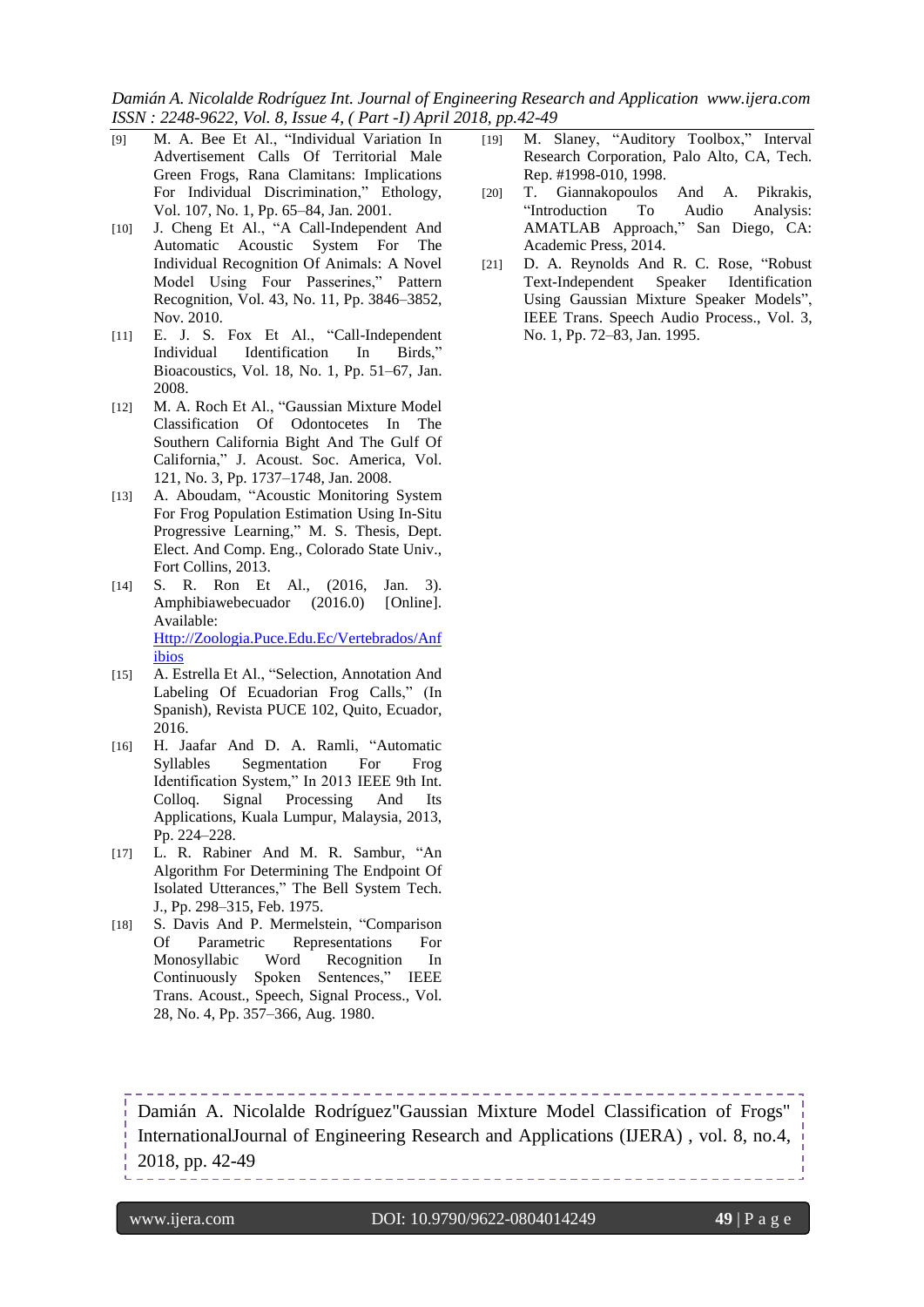[9] M. A. Bee Et Al., "Individual Variation In Advertisement Calls Of Territorial Male Green Frogs, Rana Clamitans: Implications For Individual Discrimination," Ethology, Vol. 107, No. 1, Pp. 65–84, Jan. 2001.

[10] J. Cheng Et Al., "A Call-Independent And Automatic Acoustic System For The Individual Recognition Of Animals: A Novel Model Using Four Passerines," Pattern Recognition, Vol. 43, No. 11, Pp. 3846–3852, Nov. 2010.

[11] E. J. S. Fox Et Al., "Call-Independent Individual Identification In Birds," Bioacoustics, Vol. 18, No. 1, Pp. 51–67, Jan. 2008.

[12] M. A. Roch Et Al., "Gaussian Mixture Model Classification Of Odontocetes In The Southern California Bight And The Gulf Of California," J. Acoust. Soc. America, Vol. 121, No. 3, Pp. 1737–1748, Jan. 2008.

[13] A. Aboudam, "Acoustic Monitoring System For Frog Population Estimation Using In-Situ Progressive Learning," M. S. Thesis, Dept. Elect. And Comp. Eng., Colorado State Univ., Fort Collins, 2013.

[14] S. R. Ron Et Al., (2016, Jan. 3). Amphibiawebecuador (2016.0) [Online]. Available: Http://Zoologia.Puce.Edu.Ec/Vertebrados/Anfibios

[15] A. Estrella Et Al., "Selection, Annotation And Labeling Of Ecuadorian Frog Calls," (In Spanish), Revista PUCE 102, Quito, Ecuador, 2016.

[16] H. Jaafar And D. A. Ramli, "Automatic Syllables Segmentation For Frog Identification System," In 2013 IEEE 9th Int. Colloq. Signal Processing And Its Applications, Kuala Lumpur, Malaysia, 2013, Pp. 224–228.

[17] L. R. Rabiner And M. R. Sambur, "An Algorithm For Determining The Endpoint Of Isolated Utterances," The Bell System Tech. J., Pp. 298–315, Feb. 1975.

[18] S. Davis And P. Mermelstein, "Comparison Of Parametric Representations For Monosyllabic Word Recognition In Continuously Spoken Sentences," IEEE Trans. Acoust., Speech, Signal Process., Vol. 28, No. 4, Pp. 357–366, Aug. 1980.

[19] M. Slaney, "Auditory Toolbox," Interval Research Corporation, Palo Alto, CA, Tech. Rep. #1998-010, 1998.

[20] T. Giannakopoulos And A. Pikrakis, "Introduction To Audio Analysis: AMATLAB Approach," San Diego, CA: Academic Press, 2014.

[21] D. A. Reynolds And R. C. Rose, "Robust Text-Independent Speaker Identification Using Gaussian Mixture Speaker Models", IEEE Trans. Speech Audio Process., Vol. 3, No. 1, Pp. 72–83, Jan. 1995.

Damián A. Nicolalde Rodríguez"Gaussian Mixture Model Classification of Frogs" InternationalJournal of Engineering Research and Applications (IJERA) , vol. 8, no.4, 2018, pp. 42-49